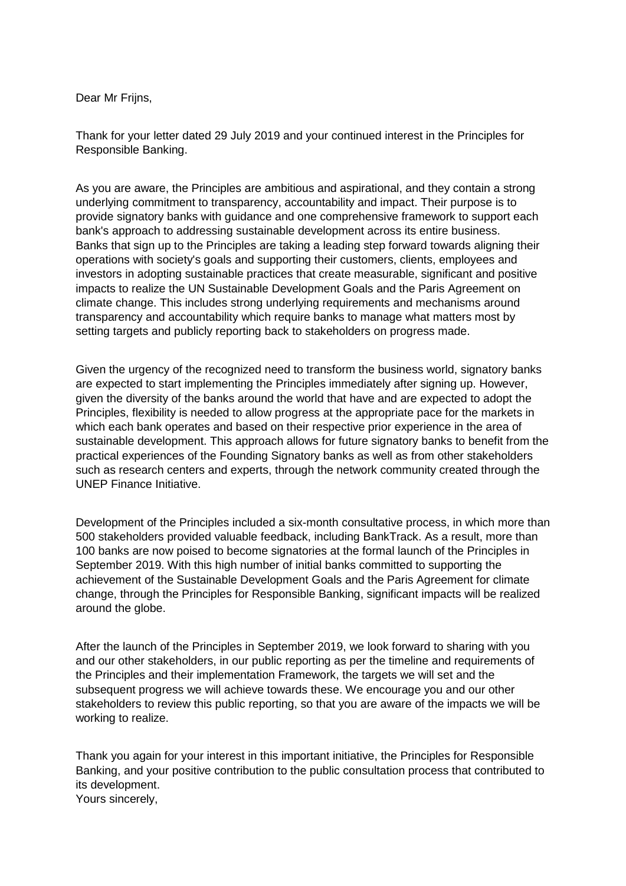Dear Mr Frijns,

Thank for your letter dated 29 July 2019 and your continued interest in the Principles for Responsible Banking.

As you are aware, the Principles are ambitious and aspirational, and they contain a strong underlying commitment to transparency, accountability and impact. Their purpose is to provide signatory banks with guidance and one comprehensive framework to support each bank's approach to addressing sustainable development across its entire business. Banks that sign up to the Principles are taking a leading step forward towards aligning their operations with society's goals and supporting their customers, clients, employees and investors in adopting sustainable practices that create measurable, significant and positive impacts to realize the UN Sustainable Development Goals and the Paris Agreement on climate change. This includes strong underlying requirements and mechanisms around transparency and accountability which require banks to manage what matters most by setting targets and publicly reporting back to stakeholders on progress made.

Given the urgency of the recognized need to transform the business world, signatory banks are expected to start implementing the Principles immediately after signing up. However, given the diversity of the banks around the world that have and are expected to adopt the Principles, flexibility is needed to allow progress at the appropriate pace for the markets in which each bank operates and based on their respective prior experience in the area of sustainable development. This approach allows for future signatory banks to benefit from the practical experiences of the Founding Signatory banks as well as from other stakeholders such as research centers and experts, through the network community created through the UNEP Finance Initiative.

Development of the Principles included a six-month consultative process, in which more than 500 stakeholders provided valuable feedback, including BankTrack. As a result, more than 100 banks are now poised to become signatories at the formal launch of the Principles in September 2019. With this high number of initial banks committed to supporting the achievement of the Sustainable Development Goals and the Paris Agreement for climate change, through the Principles for Responsible Banking, significant impacts will be realized around the globe.

After the launch of the Principles in September 2019, we look forward to sharing with you and our other stakeholders, in our public reporting as per the timeline and requirements of the Principles and their implementation Framework, the targets we will set and the subsequent progress we will achieve towards these. We encourage you and our other stakeholders to review this public reporting, so that you are aware of the impacts we will be working to realize.

Thank you again for your interest in this important initiative, the Principles for Responsible Banking, and your positive contribution to the public consultation process that contributed to its development.
Yours sincerely,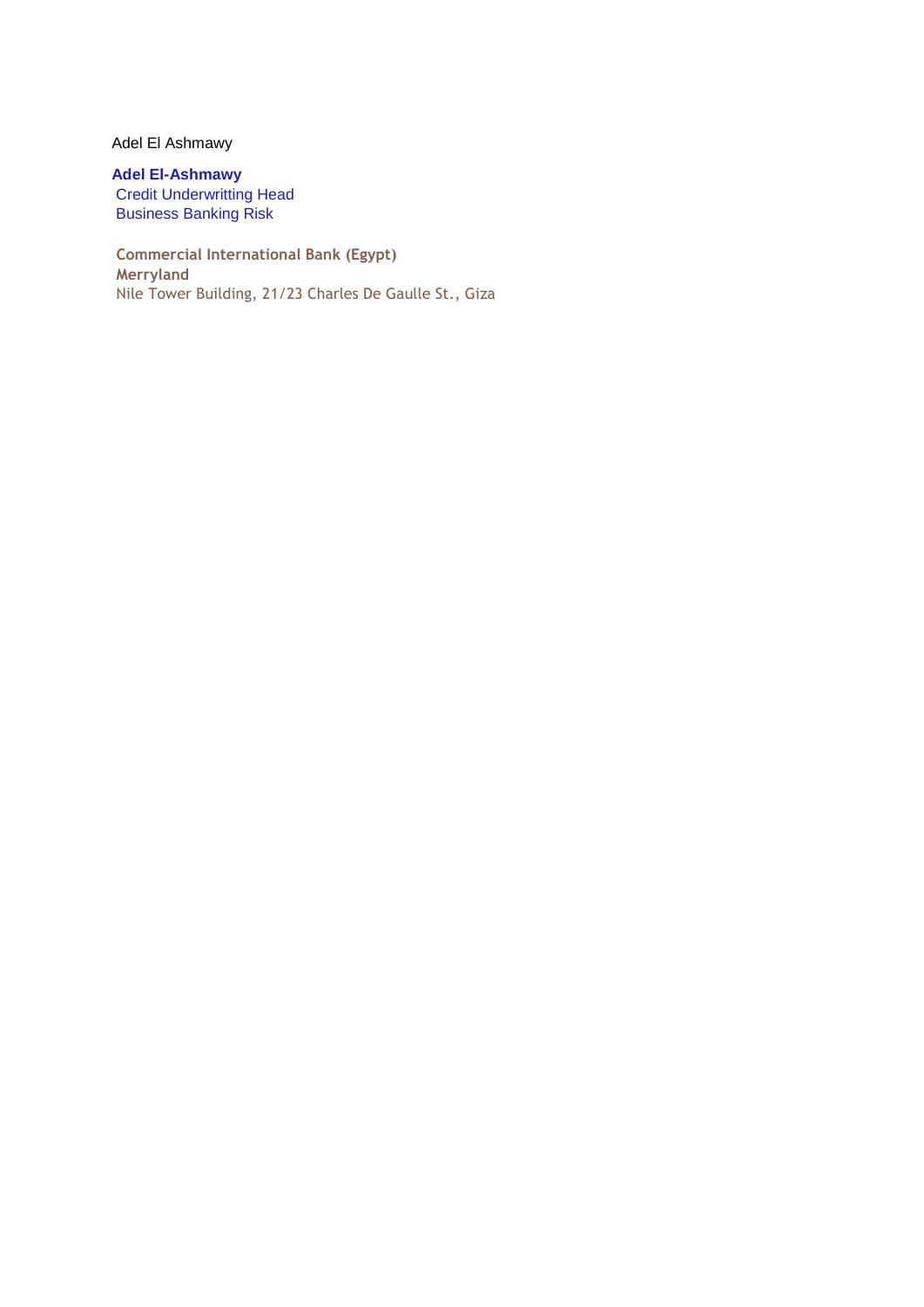Adel El Ashmawy

**Adel El-Ashmawy**
Credit Underwritting Head
Business Banking Risk

**Commercial International Bank (Egypt)**
**Merryland**
Nile Tower Building, 21/23 Charles De Gaulle St., Giza